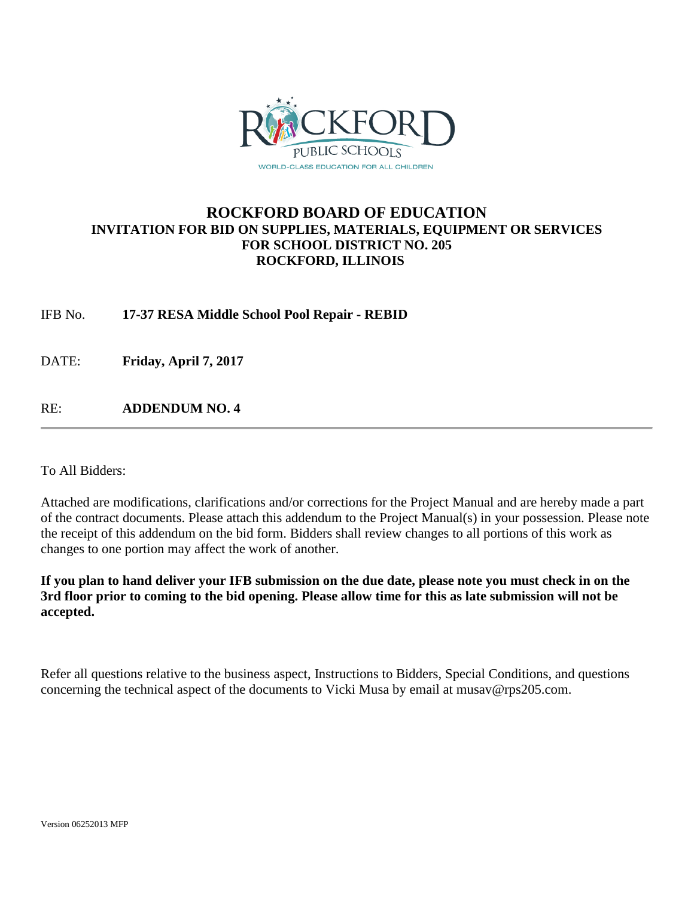ROCKFORD PUBLIC SCHOOLS

WORLD-CLASS EDUCATION FOR ALL CHILDREN

# ROCKFORD BOARD OF EDUCATION

## INVITATION FOR BID ON SUPPLIES, MATERIALS, EQUIPMENT OR SERVICES FOR SCHOOL DISTRICT NO. 205 ROCKFORD, ILLINOIS

IFB No. **17-37 RESA Middle School Pool Repair - REBID**

DATE: **Friday, April 7, 2017**

RE: **ADDENDUM NO. 4**

---

To All Bidders:

Attached are modifications, clarifications and/or corrections for the Project Manual and are hereby made a part of the contract documents. Please attach this addendum to the Project Manual(s) in your possession. Please note the receipt of this addendum on the bid form. Bidders shall review changes to all portions of this work as changes to one portion may affect the work of another.

**If you plan to hand deliver your IFB submission on the due date, please note you must check in on the 3rd floor prior to coming to the bid opening. Please allow time for this as late submission will not be accepted.**

Refer all questions relative to the business aspect, Instructions to Bidders, Special Conditions, and questions concerning the technical aspect of the documents to Vicki Musa by email at musav@rps205.com.

Version 06252013 MFP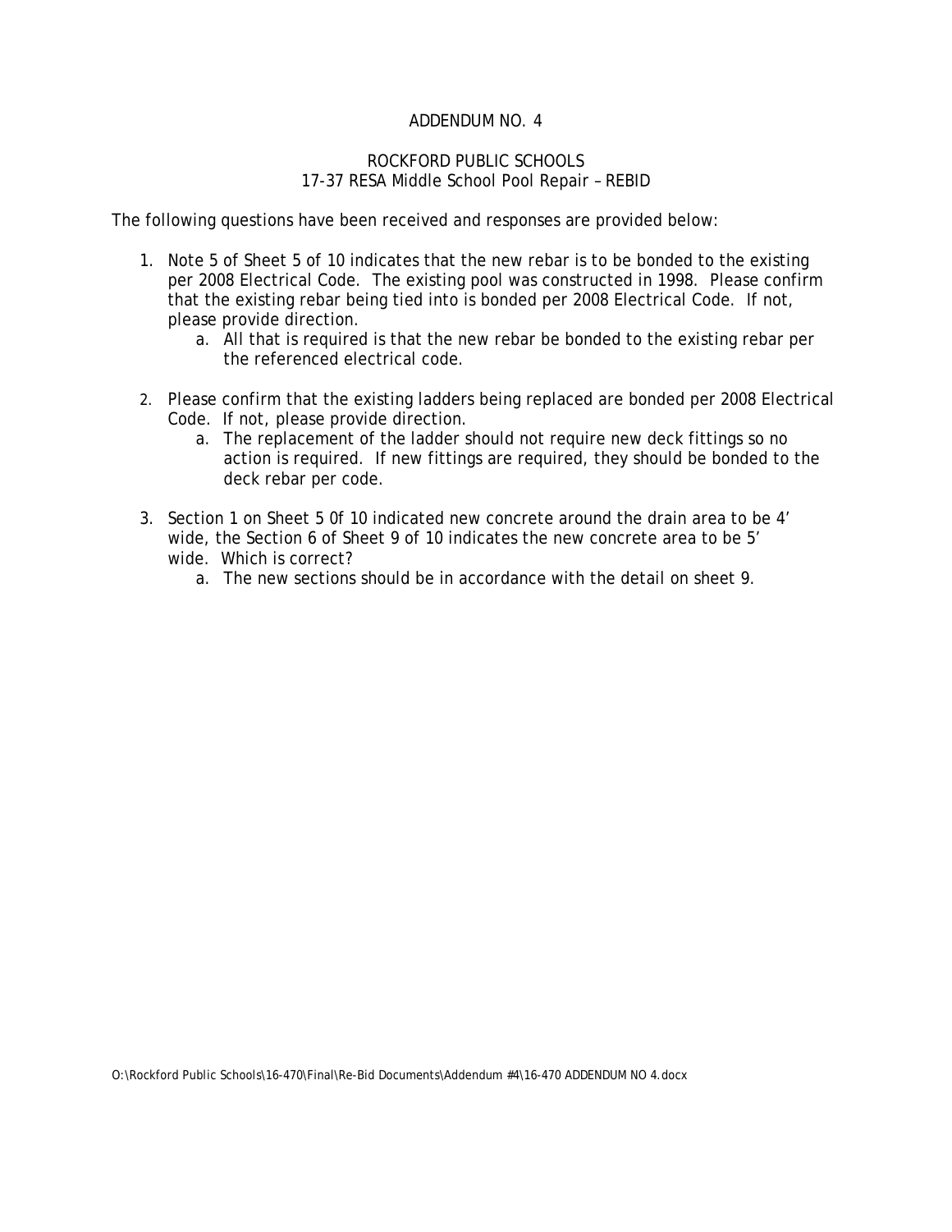# ADDENDUM NO. 4

## ROCKFORD PUBLIC SCHOOLS
## 17-37 RESA Middle School Pool Repair – REBID

The following questions have been received and responses are provided below:

1. Note 5 of Sheet 5 of 10 indicates that the new rebar is to be bonded to the existing per 2008 Electrical Code. The existing pool was constructed in 1998. Please confirm that the existing rebar being tied into is bonded per 2008 Electrical Code. If not, please provide direction.
    a. All that is required is that the new rebar be bonded to the existing rebar per the referenced electrical code.

2. Please confirm that the existing ladders being replaced are bonded per 2008 Electrical Code. If not, please provide direction.
    a. The replacement of the ladder should not require new deck fittings so no action is required. If new fittings are required, they should be bonded to the deck rebar per code.

3. Section 1 on Sheet 5 0f 10 indicated new concrete around the drain area to be 4' wide, the Section 6 of Sheet 9 of 10 indicates the new concrete area to be 5' wide. Which is correct?
    a. The new sections should be in accordance with the detail on sheet 9.

O:\Rockford Public Schools\16-470\Final\Re-Bid Documents\Addendum #4\16-470 ADDENDUM NO 4.docx